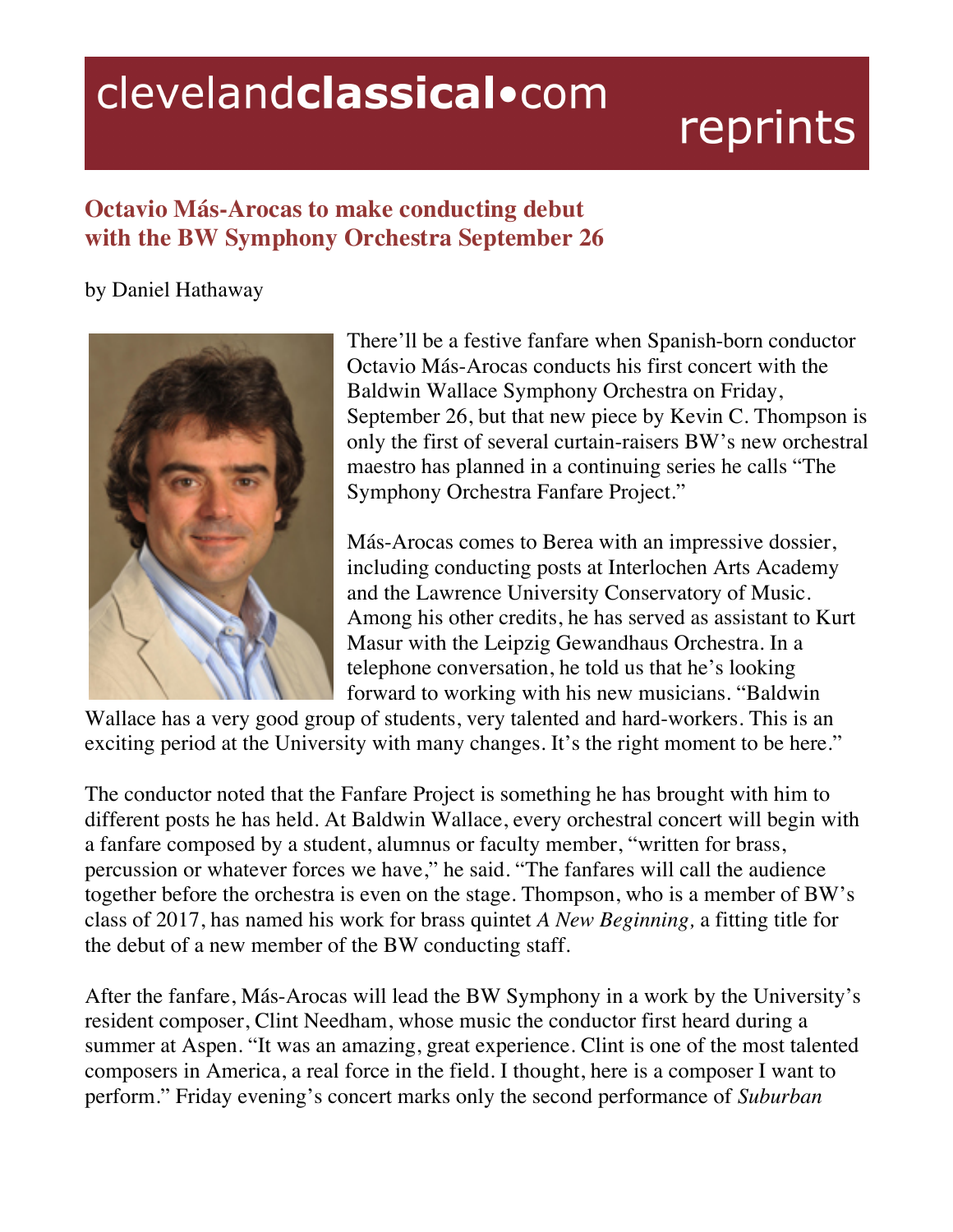# Octavio Más-Arocas to make conducting debut with the BW Symphony Orchestra September 26

by Daniel Hathaway

There'll be a festive fanfare when Spanish-born conductor Octavio Más-Arocas conducts his first concert with the Baldwin Wallace Symphony Orchestra on Friday, September 26, but that new piece by Kevin C. Thompson is only the first of several curtain-raisers BW's new orchestral maestro has planned in a continuing series he calls "The Symphony Orchestra Fanfare Project."

Más-Arocas comes to Berea with an impressive dossier, including conducting posts at Interlochen Arts Academy and the Lawrence University Conservatory of Music. Among his other credits, he has served as assistant to Kurt Masur with the Leipzig Gewandhaus Orchestra. In a telephone conversation, he told us that he's looking forward to working with his new musicians. "Baldwin Wallace has a very good group of students, very talented and hard-workers. This is an exciting period at the University with many changes. It's the right moment to be here."

The conductor noted that the Fanfare Project is something he has brought with him to different posts he has held. At Baldwin Wallace, every orchestral concert will begin with a fanfare composed by a student, alumnus or faculty member, "written for brass, percussion or whatever forces we have," he said. "The fanfares will call the audience together before the orchestra is even on the stage. Thompson, who is a member of BW's class of 2017, has named his work for brass quintet *A New Beginning,* a fitting title for the debut of a new member of the BW conducting staff.

After the fanfare, Más-Arocas will lead the BW Symphony in a work by the University's resident composer, Clint Needham, whose music the conductor first heard during a summer at Aspen. "It was an amazing, great experience. Clint is one of the most talented composers in America, a real force in the field. I thought, here is a composer I want to perform." Friday evening's concert marks only the second performance of *Suburban*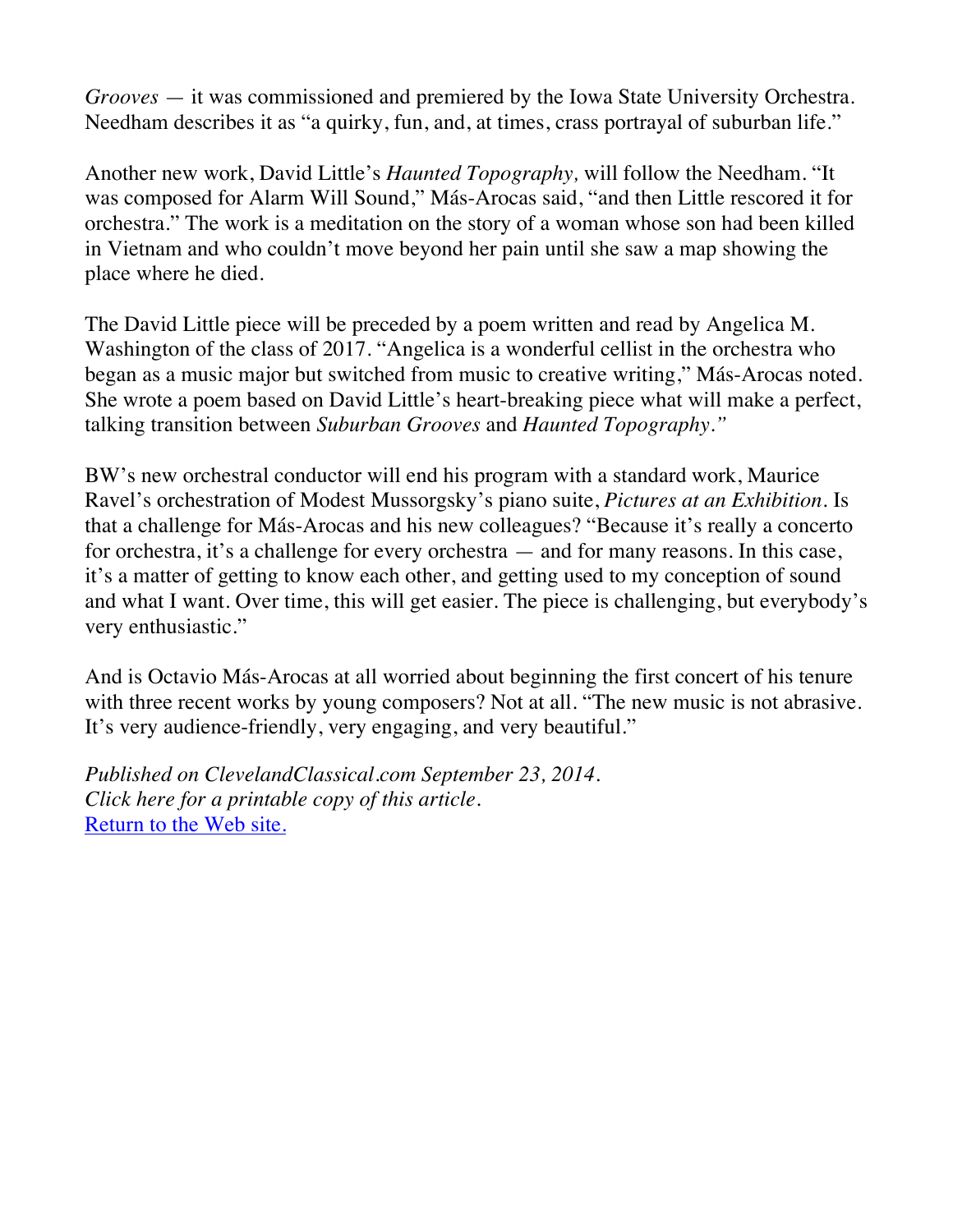*Grooves* — it was commissioned and premiered by the Iowa State University Orchestra. Needham describes it as "a quirky, fun, and, at times, crass portrayal of suburban life."

Another new work, David Little's *Haunted Topography,* will follow the Needham. "It was composed for Alarm Will Sound," Más-Arocas said, "and then Little rescored it for orchestra." The work is a meditation on the story of a woman whose son had been killed in Vietnam and who couldn't move beyond her pain until she saw a map showing the place where he died.

The David Little piece will be preceded by a poem written and read by Angelica M. Washington of the class of 2017. "Angelica is a wonderful cellist in the orchestra who began as a music major but switched from music to creative writing," Más-Arocas noted. She wrote a poem based on David Little's heart-breaking piece what will make a perfect, talking transition between *Suburban Grooves* and *Haunted Topography."*

BW's new orchestral conductor will end his program with a standard work, Maurice Ravel's orchestration of Modest Mussorgsky's piano suite, *Pictures at an Exhibition*. Is that a challenge for Más-Arocas and his new colleagues? "Because it's really a concerto for orchestra, it's a challenge for every orchestra — and for many reasons. In this case, it's a matter of getting to know each other, and getting used to my conception of sound and what I want. Over time, this will get easier. The piece is challenging, but everybody's very enthusiastic."

And is Octavio Más-Arocas at all worried about beginning the first concert of his tenure with three recent works by young composers? Not at all. "The new music is not abrasive. It's very audience-friendly, very engaging, and very beautiful."

*Published on ClevelandClassical.com September 23, 2014.*
*Click here for a printable copy of this article.*
Return to the Web site.